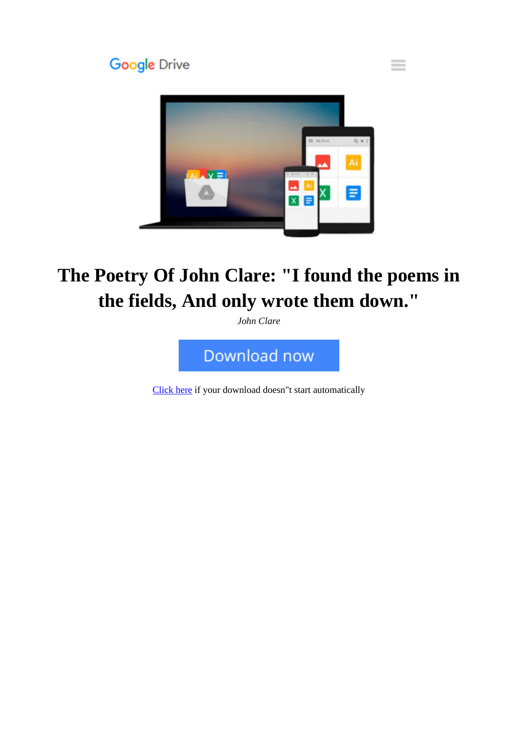Google Drive

# The Poetry Of John Clare: "I found the poems in the fields, And only wrote them down."

*John Clare*

Download now

Click here if your download doesn"t start automatically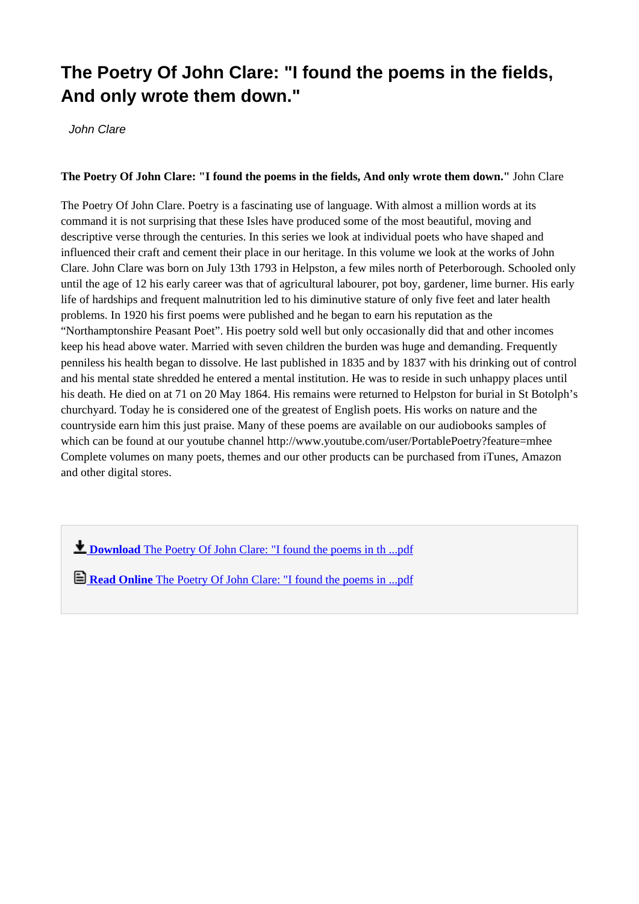# The Poetry Of John Clare: "I found the poems in the fields, And only wrote them down."

*John Clare*

**The Poetry Of John Clare: "I found the poems in the fields, And only wrote them down."** John Clare

The Poetry Of John Clare. Poetry is a fascinating use of language. With almost a million words at its command it is not surprising that these Isles have produced some of the most beautiful, moving and descriptive verse through the centuries. In this series we look at individual poets who have shaped and influenced their craft and cement their place in our heritage. In this volume we look at the works of John Clare. John Clare was born on July 13th 1793 in Helpston, a few miles north of Peterborough. Schooled only until the age of 12 his early career was that of agricultural labourer, pot boy, gardener, lime burner. His early life of hardships and frequent malnutrition led to his diminutive stature of only five feet and later health problems. In 1920 his first poems were published and he began to earn his reputation as the "Northamptonshire Peasant Poet". His poetry sold well but only occasionally did that and other incomes keep his head above water. Married with seven children the burden was huge and demanding. Frequently penniless his health began to dissolve. He last published in 1835 and by 1837 with his drinking out of control and his mental state shredded he entered a mental institution. He was to reside in such unhappy places until his death. He died on at 71 on 20 May 1864. His remains were returned to Helpston for burial in St Botolph's churchyard. Today he is considered one of the greatest of English poets. His works on nature and the countryside earn him this just praise. Many of these poems are available on our audiobooks samples of which can be found at our youtube channel http://www.youtube.com/user/PortablePoetry?feature=mhee Complete volumes on many poets, themes and our other products can be purchased from iTunes, Amazon and other digital stores.

**Download** The Poetry Of John Clare: "I found the poems in th ...pdf

**Read Online** The Poetry Of John Clare: "I found the poems in ...pdf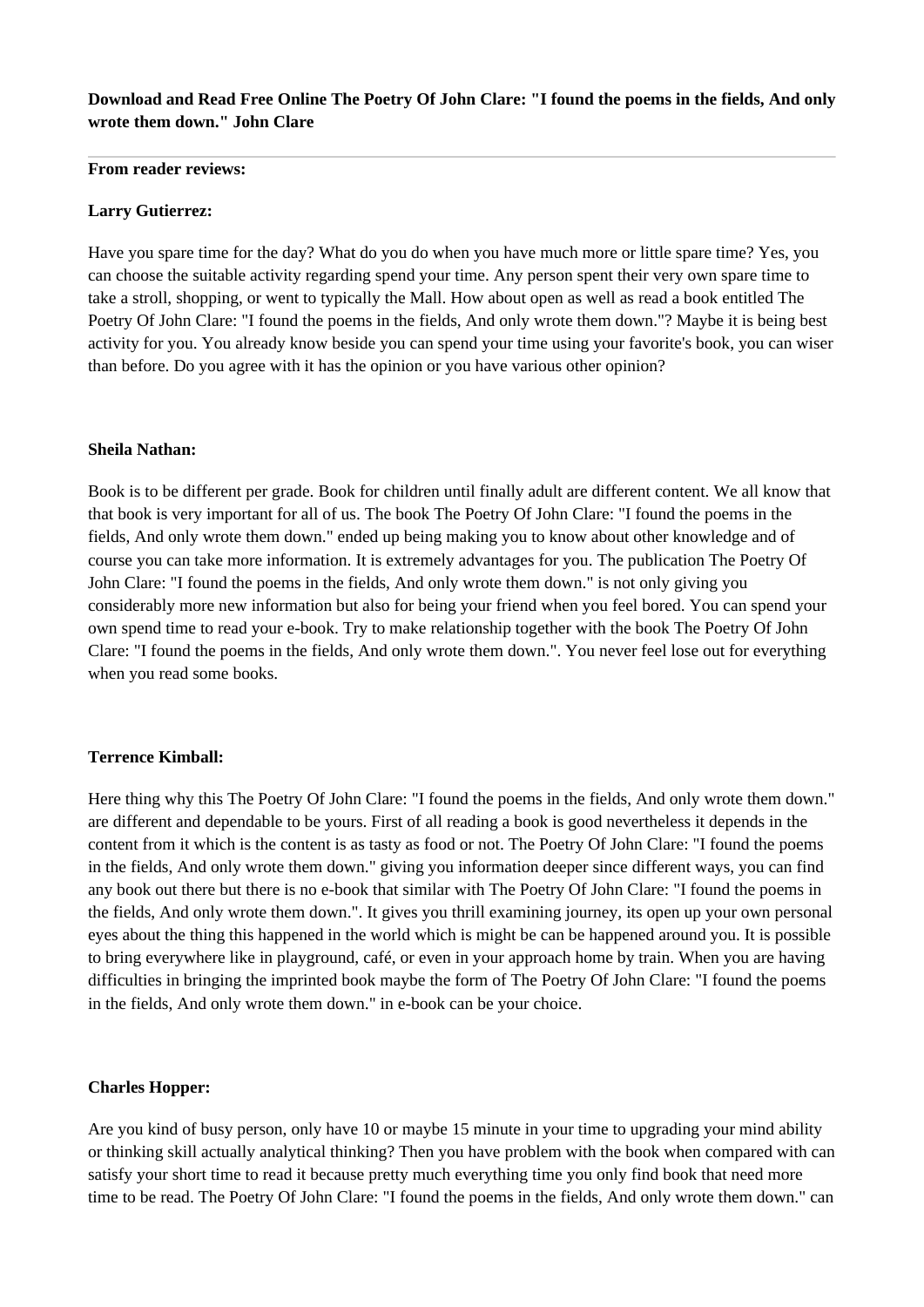**Download and Read Free Online The Poetry Of John Clare: "I found the poems in the fields, And only wrote them down." John Clare**

---

**From reader reviews:**

**Larry Gutierrez:**

Have you spare time for the day? What do you do when you have much more or little spare time? Yes, you can choose the suitable activity regarding spend your time. Any person spent their very own spare time to take a stroll, shopping, or went to typically the Mall. How about open as well as read a book entitled The Poetry Of John Clare: "I found the poems in the fields, And only wrote them down."? Maybe it is being best activity for you. You already know beside you can spend your time using your favorite's book, you can wiser than before. Do you agree with it has the opinion or you have various other opinion?

**Sheila Nathan:**

Book is to be different per grade. Book for children until finally adult are different content. We all know that that book is very important for all of us. The book The Poetry Of John Clare: "I found the poems in the fields, And only wrote them down." ended up being making you to know about other knowledge and of course you can take more information. It is extremely advantages for you. The publication The Poetry Of John Clare: "I found the poems in the fields, And only wrote them down." is not only giving you considerably more new information but also for being your friend when you feel bored. You can spend your own spend time to read your e-book. Try to make relationship together with the book The Poetry Of John Clare: "I found the poems in the fields, And only wrote them down.". You never feel lose out for everything when you read some books.

**Terrence Kimball:**

Here thing why this The Poetry Of John Clare: "I found the poems in the fields, And only wrote them down." are different and dependable to be yours. First of all reading a book is good nevertheless it depends in the content from it which is the content is as tasty as food or not. The Poetry Of John Clare: "I found the poems in the fields, And only wrote them down." giving you information deeper since different ways, you can find any book out there but there is no e-book that similar with The Poetry Of John Clare: "I found the poems in the fields, And only wrote them down.". It gives you thrill examining journey, its open up your own personal eyes about the thing this happened in the world which is might be can be happened around you. It is possible to bring everywhere like in playground, café, or even in your approach home by train. When you are having difficulties in bringing the imprinted book maybe the form of The Poetry Of John Clare: "I found the poems in the fields, And only wrote them down." in e-book can be your choice.

**Charles Hopper:**

Are you kind of busy person, only have 10 or maybe 15 minute in your time to upgrading your mind ability or thinking skill actually analytical thinking? Then you have problem with the book when compared with can satisfy your short time to read it because pretty much everything time you only find book that need more time to be read. The Poetry Of John Clare: "I found the poems in the fields, And only wrote them down." can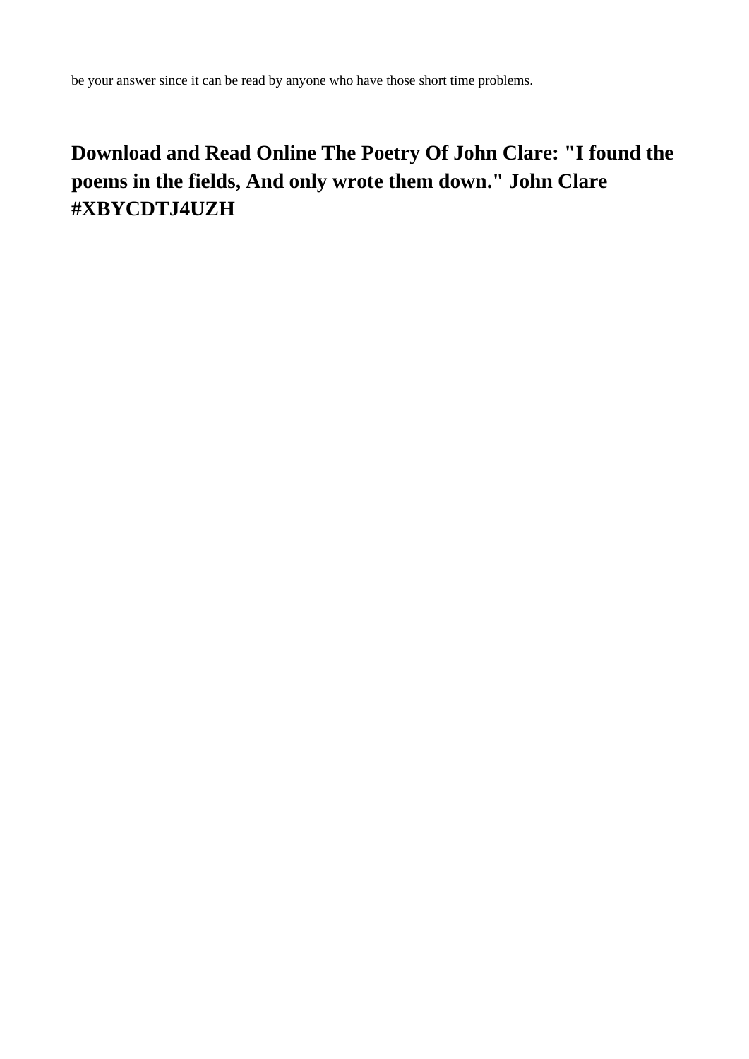be your answer since it can be read by anyone who have those short time problems.

## Download and Read Online The Poetry Of John Clare: "I found the poems in the fields, And only wrote them down." John Clare #XBYCDTJ4UZH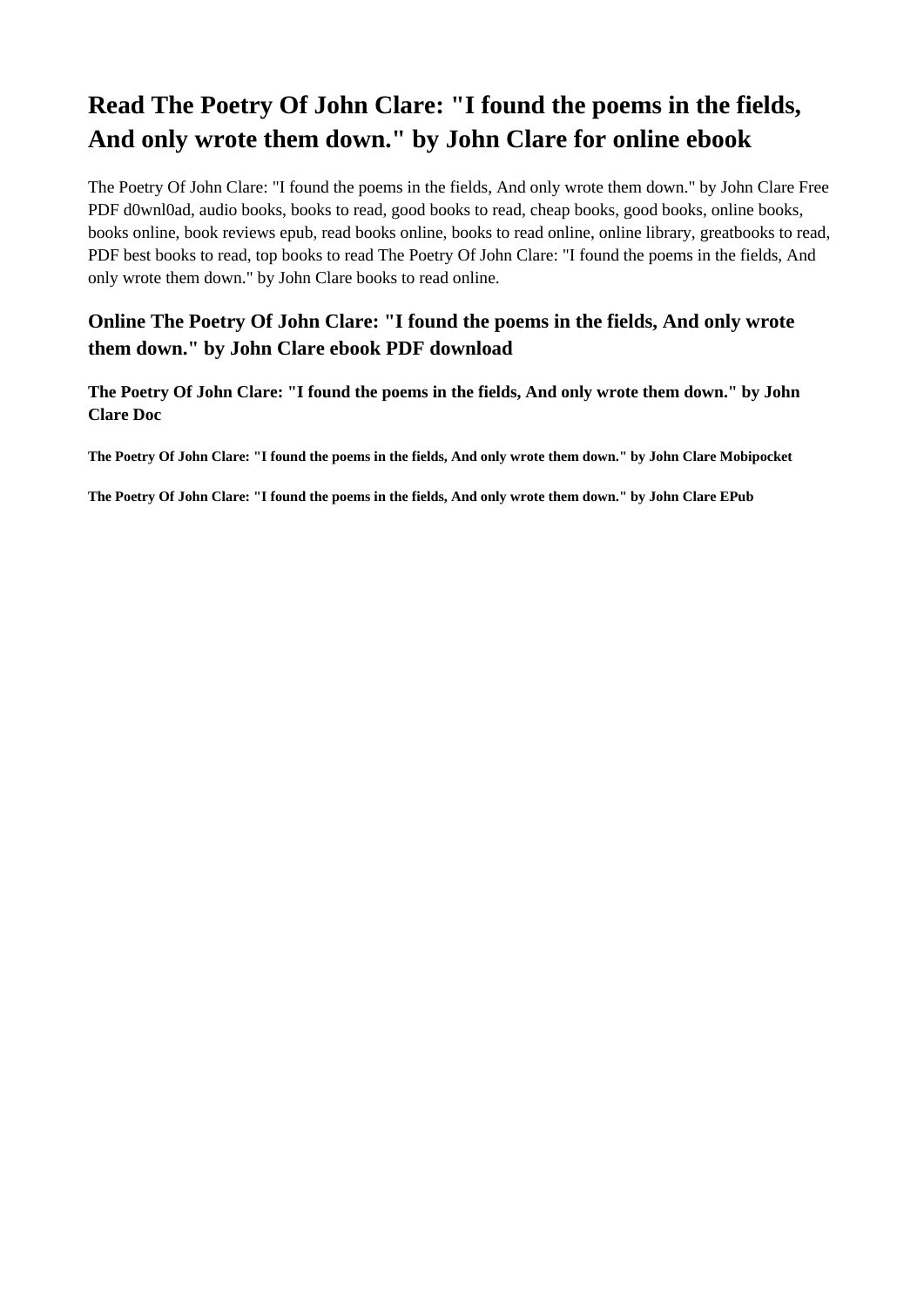# Read The Poetry Of John Clare: "I found the poems in the fields, And only wrote them down." by John Clare for online ebook

The Poetry Of John Clare: "I found the poems in the fields, And only wrote them down." by John Clare Free PDF d0wnl0ad, audio books, books to read, good books to read, cheap books, good books, online books, books online, book reviews epub, read books online, books to read online, online library, greatbooks to read, PDF best books to read, top books to read The Poetry Of John Clare: "I found the poems in the fields, And only wrote them down." by John Clare books to read online.

## Online The Poetry Of John Clare: "I found the poems in the fields, And only wrote them down." by John Clare ebook PDF download

### The Poetry Of John Clare: "I found the poems in the fields, And only wrote them down." by John Clare Doc

#### The Poetry Of John Clare: "I found the poems in the fields, And only wrote them down." by John Clare Mobipocket

#### The Poetry Of John Clare: "I found the poems in the fields, And only wrote them down." by John Clare EPub